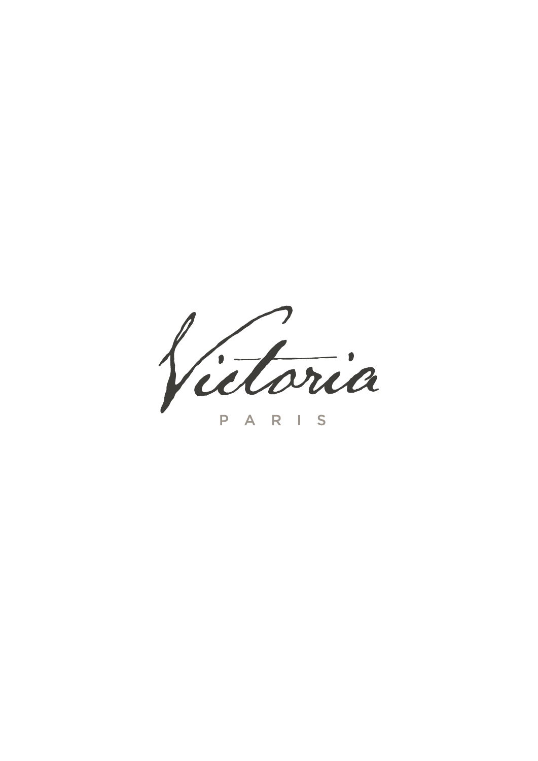# Victoria

PARIS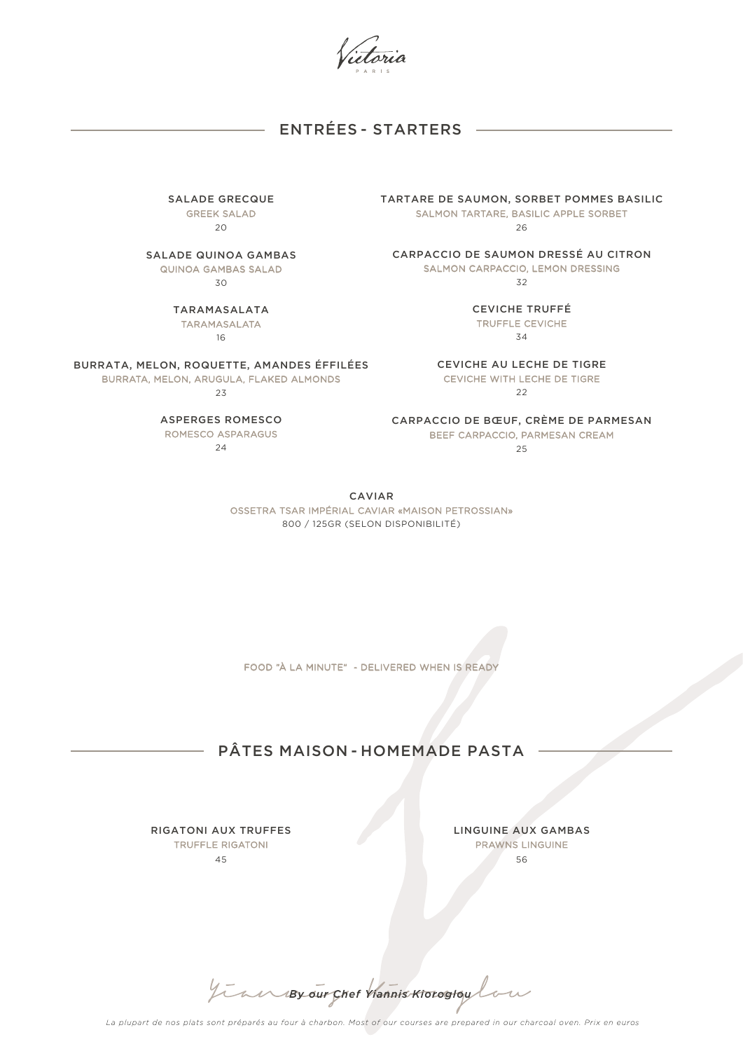Victoria
PARIS

## ENTRÉES - STARTERS

SALADE GRECQUE
GREEK SALAD
20

SALADE QUINOA GAMBAS
QUINOA GAMBAS SALAD
30

TARAMASALATA
TARAMASALATA
16

BURRATA, MELON, ROQUETTE, AMANDES ÉFFILÉES
BURRATA, MELON, ARUGULA, FLAKED ALMONDS
23

ASPERGES ROMESCO
ROMESCO ASPARAGUS
24

TARTARE DE SAUMON, SORBET POMMES BASILIC
SALMON TARTARE, BASILIC APPLE SORBET
26

CARPACCIO DE SAUMON DRESSÉ AU CITRON
SALMON CARPACCIO, LEMON DRESSING
32

CEVICHE TRUFFÉ
TRUFFLE CEVICHE
34

CEVICHE AU LECHE DE TIGRE
CEVICHE WITH LECHE DE TIGRE
22

CARPACCIO DE BŒUF, CRÈME DE PARMESAN
BEEF CARPACCIO, PARMESAN CREAM
25

CAVIAR
OSSETRA TSAR IMPÉRIAL CAVIAR «MAISON PETROSSIAN»
800 / 125GR (SELON DISPONIBILITÉ)

FOOD "À LA MINUTE" - DELIVERED WHEN IS READY

## PÂTES MAISON - HOMEMADE PASTA

RIGATONI AUX TRUFFES
TRUFFLE RIGATONI
45

LINGUINE AUX GAMBAS
PRAWNS LINGUINE
56

*By our Chef Yiannis Kioroglou*

*La plupart de nos plats sont préparés au four à charbon. Most of our courses are prepared in our charcoal oven. Prix en euros*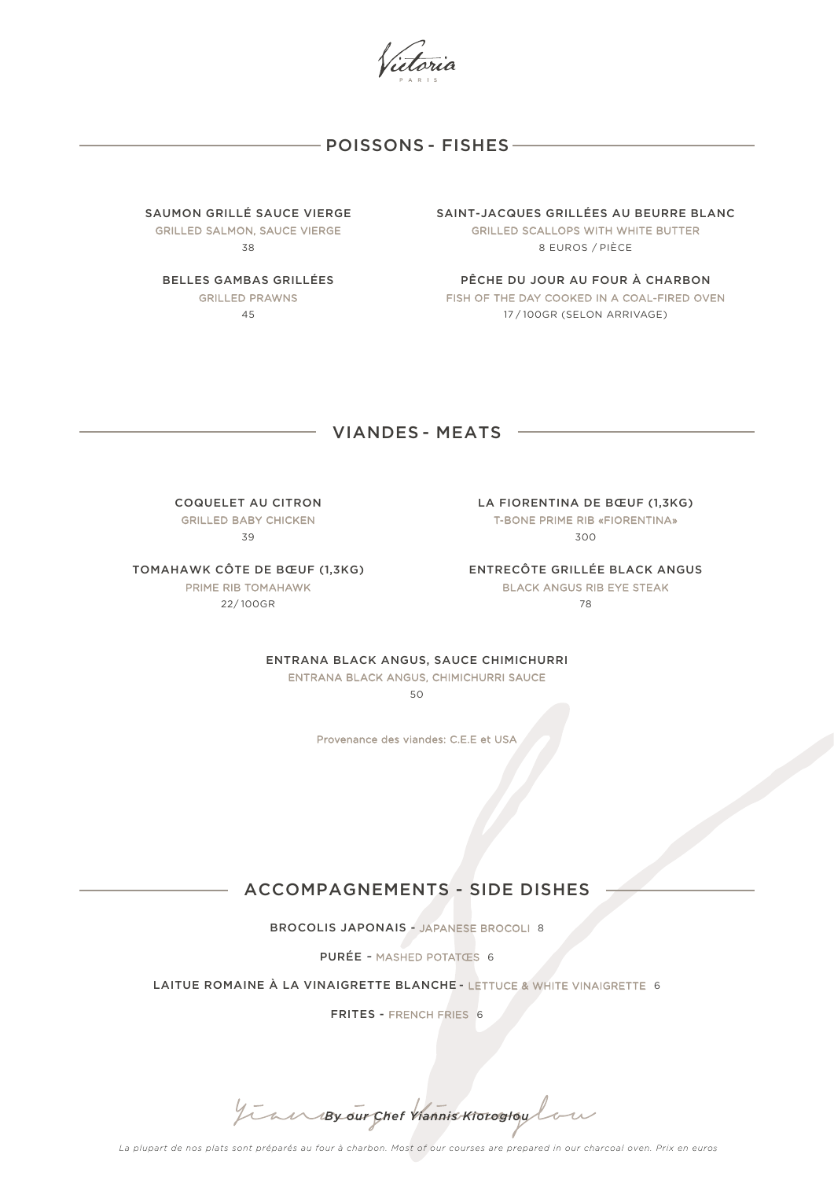## POISSONS - FISHES

SAUMON GRILLÉ SAUCE VIERGE
GRILLED SALMON, SAUCE VIERGE
38

BELLES GAMBAS GRILLÉES
GRILLED PRAWNS
45

SAINT-JACQUES GRILLÉES AU BEURRE BLANC
GRILLED SCALLOPS WITH WHITE BUTTER
8 EUROS / PIÈCE

PÊCHE DU JOUR AU FOUR À CHARBON
FISH OF THE DAY COOKED IN A COAL-FIRED OVEN
17 / 100GR (SELON ARRIVAGE)

## VIANDES - MEATS

COQUELET AU CITRON
GRILLED BABY CHICKEN
39

TOMAHAWK CÔTE DE BŒUF (1,3KG)
PRIME RIB TOMAHAWK
22/ 100GR

LA FIORENTINA DE BŒUF (1,3KG)
T-BONE PRIME RIB «FIORENTINA»
300

ENTRECÔTE GRILLÉE BLACK ANGUS
BLACK ANGUS RIB EYE STEAK
78

ENTRANA BLACK ANGUS, SAUCE CHIMICHURRI
ENTRANA BLACK ANGUS, CHIMICHURRI SAUCE
50

Provenance des viandes: C.E.E et USA

## ACCOMPAGNEMENTS - SIDE DISHES

BROCOLIS JAPONAIS - JAPANESE BROCOLI 8

PURÉE - MASHED POTATŒS 6

LAITUE ROMAINE À LA VINAIGRETTE BLANCHE - LETTUCE & WHITE VINAIGRETTE 6

FRITES - FRENCH FRIES 6

*By our Chef Yiannis Kioroglou*

*La plupart de nos plats sont préparés au four à charbon. Most of our courses are prepared in our charcoal oven. Prix en euros*